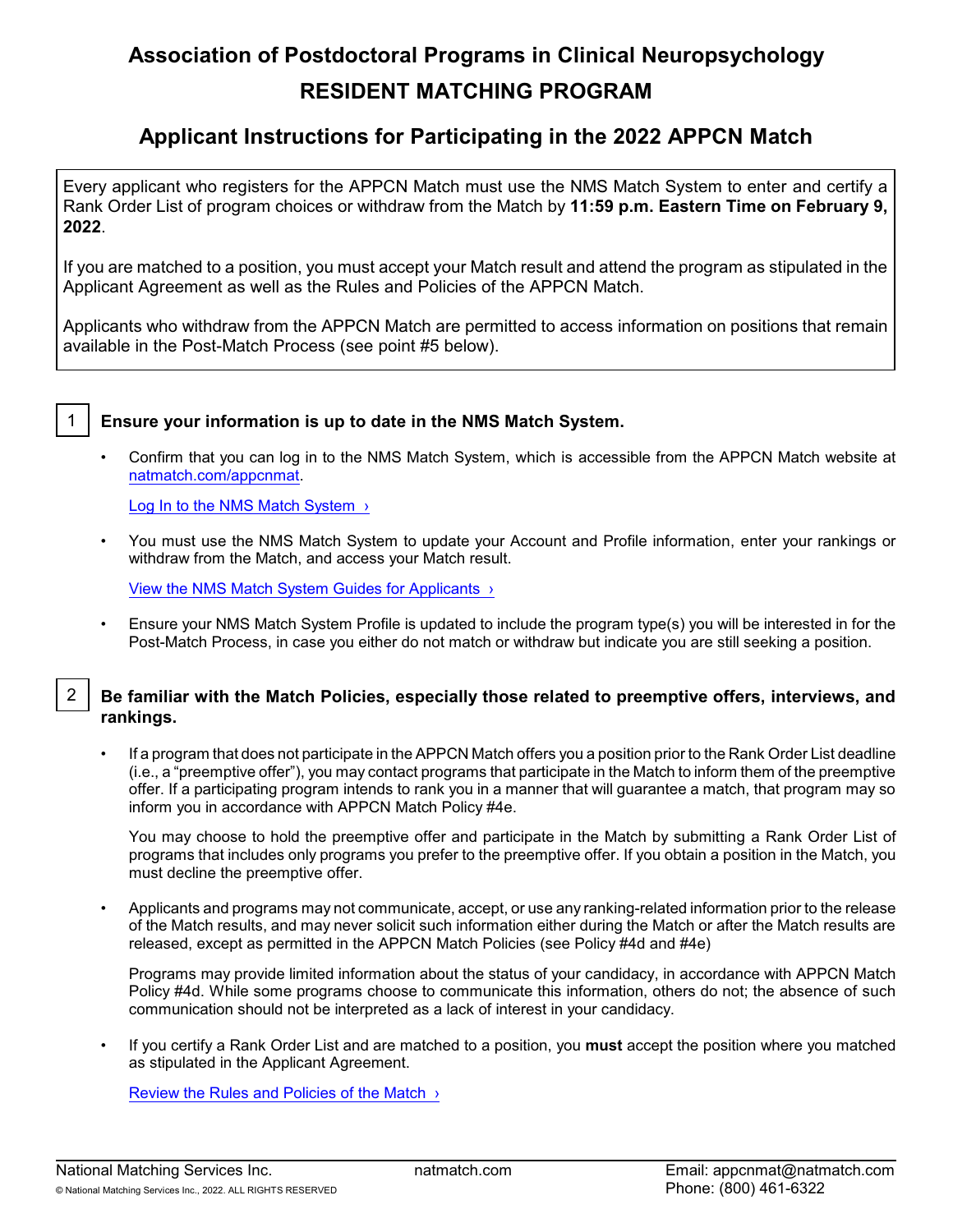# Association of Postdoctoral Programs in Clinical Neuropsychology

# RESIDENT MATCHING PROGRAM

## Applicant Instructions for Participating in the 2022 APPCN Match

Every applicant who registers for the APPCN Match must use the NMS Match System to enter and certify a Rank Order List of program choices or withdraw from the Match by **11:59 p.m. Eastern Time on February 9, 2022**.

If you are matched to a position, you must accept your Match result and attend the program as stipulated in the Applicant Agreement as well as the Rules and Policies of the APPCN Match.

Applicants who withdraw from the APPCN Match are permitted to access information on positions that remain available in the Post-Match Process (see point #5 below).

### 1 Ensure your information is up to date in the NMS Match System.

- Confirm that you can log in to the NMS Match System, which is accessible from the APPCN Match website at natmatch.com/appcnmat.

  Log In to the NMS Match System ›

- You must use the NMS Match System to update your Account and Profile information, enter your rankings or withdraw from the Match, and access your Match result.

  View the NMS Match System Guides for Applicants ›

- Ensure your NMS Match System Profile is updated to include the program type(s) you will be interested in for the Post-Match Process, in case you either do not match or withdraw but indicate you are still seeking a position.

### 2 Be familiar with the Match Policies, especially those related to preemptive offers, interviews, and rankings.

- If a program that does not participate in the APPCN Match offers you a position prior to the Rank Order List deadline (i.e., a "preemptive offer"), you may contact programs that participate in the Match to inform them of the preemptive offer. If a participating program intends to rank you in a manner that will guarantee a match, that program may so inform you in accordance with APPCN Match Policy #4e.

  You may choose to hold the preemptive offer and participate in the Match by submitting a Rank Order List of programs that includes only programs you prefer to the preemptive offer. If you obtain a position in the Match, you must decline the preemptive offer.

- Applicants and programs may not communicate, accept, or use any ranking-related information prior to the release of the Match results, and may never solicit such information either during the Match or after the Match results are released, except as permitted in the APPCN Match Policies (see Policy #4d and #4e)

  Programs may provide limited information about the status of your candidacy, in accordance with APPCN Match Policy #4d. While some programs choose to communicate this information, others do not; the absence of such communication should not be interpreted as a lack of interest in your candidacy.

- If you certify a Rank Order List and are matched to a position, you **must** accept the position where you matched as stipulated in the Applicant Agreement.

  Review the Rules and Policies of the Match ›

National Matching Services Inc. | natmatch.com | Email: appcnmat@natmatch.com | Phone: (800) 461-6322

© National Matching Services Inc., 2022. ALL RIGHTS RESERVED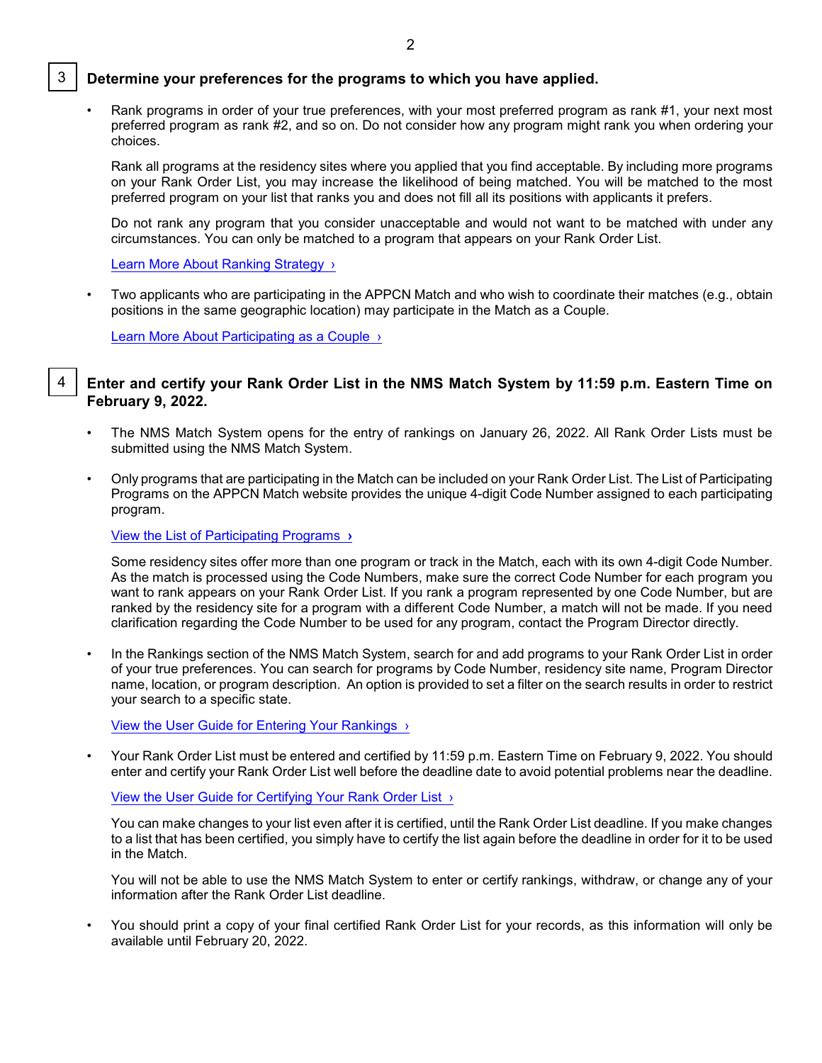## 3 Determine your preferences for the programs to which you have applied.

- Rank programs in order of your true preferences, with your most preferred program as rank #1, your next most preferred program as rank #2, and so on. Do not consider how any program might rank you when ordering your choices.

  Rank all programs at the residency sites where you applied that you find acceptable. By including more programs on your Rank Order List, you may increase the likelihood of being matched. You will be matched to the most preferred program on your list that ranks you and does not fill all its positions with applicants it prefers.

  Do not rank any program that you consider unacceptable and would not want to be matched with under any circumstances. You can only be matched to a program that appears on your Rank Order List.

  Learn More About Ranking Strategy ›

- Two applicants who are participating in the APPCN Match and who wish to coordinate their matches (e.g., obtain positions in the same geographic location) may participate in the Match as a Couple.

  Learn More About Participating as a Couple ›

## 4 Enter and certify your Rank Order List in the NMS Match System by 11:59 p.m. Eastern Time on February 9, 2022.

- The NMS Match System opens for the entry of rankings on January 26, 2022. All Rank Order Lists must be submitted using the NMS Match System.

- Only programs that are participating in the Match can be included on your Rank Order List. The List of Participating Programs on the APPCN Match website provides the unique 4-digit Code Number assigned to each participating program.

  View the List of Participating Programs ›

  Some residency sites offer more than one program or track in the Match, each with its own 4-digit Code Number. As the match is processed using the Code Numbers, make sure the correct Code Number for each program you want to rank appears on your Rank Order List. If you rank a program represented by one Code Number, but are ranked by the residency site for a program with a different Code Number, a match will not be made. If you need clarification regarding the Code Number to be used for any program, contact the Program Director directly.

- In the Rankings section of the NMS Match System, search for and add programs to your Rank Order List in order of your true preferences. You can search for programs by Code Number, residency site name, Program Director name, location, or program description. An option is provided to set a filter on the search results in order to restrict your search to a specific state.

  View the User Guide for Entering Your Rankings ›

- Your Rank Order List must be entered and certified by 11:59 p.m. Eastern Time on February 9, 2022. You should enter and certify your Rank Order List well before the deadline date to avoid potential problems near the deadline.

  View the User Guide for Certifying Your Rank Order List ›

  You can make changes to your list even after it is certified, until the Rank Order List deadline. If you make changes to a list that has been certified, you simply have to certify the list again before the deadline in order for it to be used in the Match.

  You will not be able to use the NMS Match System to enter or certify rankings, withdraw, or change any of your information after the Rank Order List deadline.

- You should print a copy of your final certified Rank Order List for your records, as this information will only be available until February 20, 2022.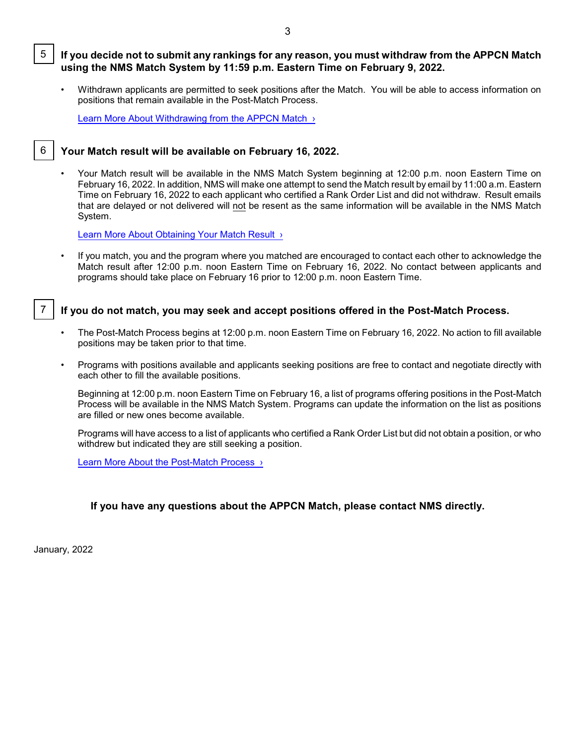**5** **If you decide not to submit any rankings for any reason, you must withdraw from the APPCN Match using the NMS Match System by 11:59 p.m. Eastern Time on February 9, 2022.**

- Withdrawn applicants are permitted to seek positions after the Match. You will be able to access information on positions that remain available in the Post-Match Process.

  [Learn More About Withdrawing from the APPCN Match ›]

**6** **Your Match result will be available on February 16, 2022.**

- Your Match result will be available in the NMS Match System beginning at 12:00 p.m. noon Eastern Time on February 16, 2022. In addition, NMS will make one attempt to send the Match result by email by 11:00 a.m. Eastern Time on February 16, 2022 to each applicant who certified a Rank Order List and did not withdraw. Result emails that are delayed or not delivered will not be resent as the same information will be available in the NMS Match System.

  [Learn More About Obtaining Your Match Result ›]

- If you match, you and the program where you matched are encouraged to contact each other to acknowledge the Match result after 12:00 p.m. noon Eastern Time on February 16, 2022. No contact between applicants and programs should take place on February 16 prior to 12:00 p.m. noon Eastern Time.

**7** **If you do not match, you may seek and accept positions offered in the Post-Match Process.**

- The Post-Match Process begins at 12:00 p.m. noon Eastern Time on February 16, 2022. No action to fill available positions may be taken prior to that time.

- Programs with positions available and applicants seeking positions are free to contact and negotiate directly with each other to fill the available positions.

  Beginning at 12:00 p.m. noon Eastern Time on February 16, a list of programs offering positions in the Post-Match Process will be available in the NMS Match System. Programs can update the information on the list as positions are filled or new ones become available.

  Programs will have access to a list of applicants who certified a Rank Order List but did not obtain a position, or who withdrew but indicated they are still seeking a position.

  [Learn More About the Post-Match Process ›]

**If you have any questions about the APPCN Match, please contact NMS directly.**

January, 2022